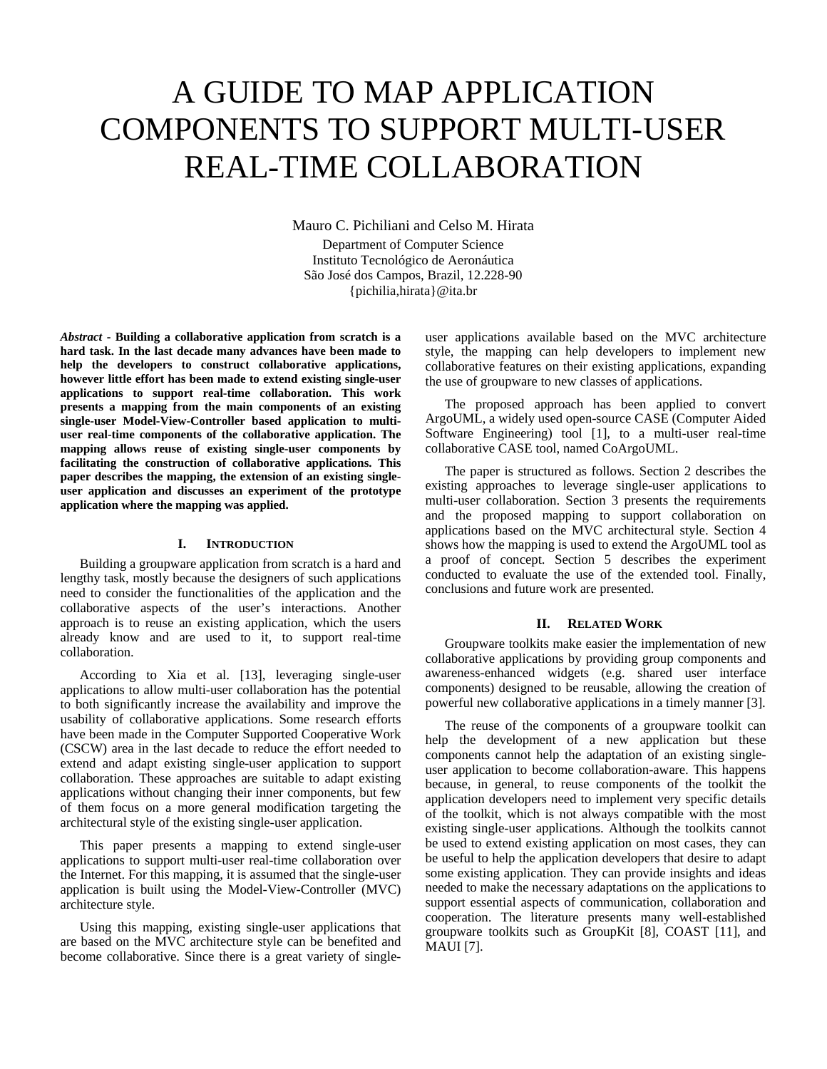# A GUIDE TO MAP APPLICATION COMPONENTS TO SUPPORT MULTI-USER REAL-TIME COLLABORATION

Mauro C. Pichiliani and Celso M. Hirata

Department of Computer Science
Instituto Tecnológico de Aeronáutica
São José dos Campos, Brazil, 12.228-90
{pichilia,hirata}@ita.br

***Abstract*** **- Building a collaborative application from scratch is a hard task. In the last decade many advances have been made to help the developers to construct collaborative applications, however little effort has been made to extend existing single-user applications to support real-time collaboration. This work presents a mapping from the main components of an existing single-user Model-View-Controller based application to multi-user real-time components of the collaborative application. The mapping allows reuse of existing single-user components by facilitating the construction of collaborative applications. This paper describes the mapping, the extension of an existing single-user application and discusses an experiment of the prototype application where the mapping was applied.**

## I. Introduction

Building a groupware application from scratch is a hard and lengthy task, mostly because the designers of such applications need to consider the functionalities of the application and the collaborative aspects of the user's interactions. Another approach is to reuse an existing application, which the users already know and are used to it, to support real-time collaboration.

According to Xia et al. [13], leveraging single-user applications to allow multi-user collaboration has the potential to both significantly increase the availability and improve the usability of collaborative applications. Some research efforts have been made in the Computer Supported Cooperative Work (CSCW) area in the last decade to reduce the effort needed to extend and adapt existing single-user application to support collaboration. These approaches are suitable to adapt existing applications without changing their inner components, but few of them focus on a more general modification targeting the architectural style of the existing single-user application.

This paper presents a mapping to extend single-user applications to support multi-user real-time collaboration over the Internet. For this mapping, it is assumed that the single-user application is built using the Model-View-Controller (MVC) architecture style.

Using this mapping, existing single-user applications that are based on the MVC architecture style can be benefited and become collaborative. Since there is a great variety of single-user applications available based on the MVC architecture style, the mapping can help developers to implement new collaborative features on their existing applications, expanding the use of groupware to new classes of applications.

The proposed approach has been applied to convert ArgoUML, a widely used open-source CASE (Computer Aided Software Engineering) tool [1], to a multi-user real-time collaborative CASE tool, named CoArgoUML.

The paper is structured as follows. Section 2 describes the existing approaches to leverage single-user applications to multi-user collaboration. Section 3 presents the requirements and the proposed mapping to support collaboration on applications based on the MVC architectural style. Section 4 shows how the mapping is used to extend the ArgoUML tool as a proof of concept. Section 5 describes the experiment conducted to evaluate the use of the extended tool. Finally, conclusions and future work are presented.

## II. Related Work

Groupware toolkits make easier the implementation of new collaborative applications by providing group components and awareness-enhanced widgets (e.g. shared user interface components) designed to be reusable, allowing the creation of powerful new collaborative applications in a timely manner [3].

The reuse of the components of a groupware toolkit can help the development of a new application but these components cannot help the adaptation of an existing single-user application to become collaboration-aware. This happens because, in general, to reuse components of the toolkit the application developers need to implement very specific details of the toolkit, which is not always compatible with the most existing single-user applications. Although the toolkits cannot be used to extend existing application on most cases, they can be useful to help the application developers that desire to adapt some existing application. They can provide insights and ideas needed to make the necessary adaptations on the applications to support essential aspects of communication, collaboration and cooperation. The literature presents many well-established groupware toolkits such as GroupKit [8], COAST [11], and MAUI [7].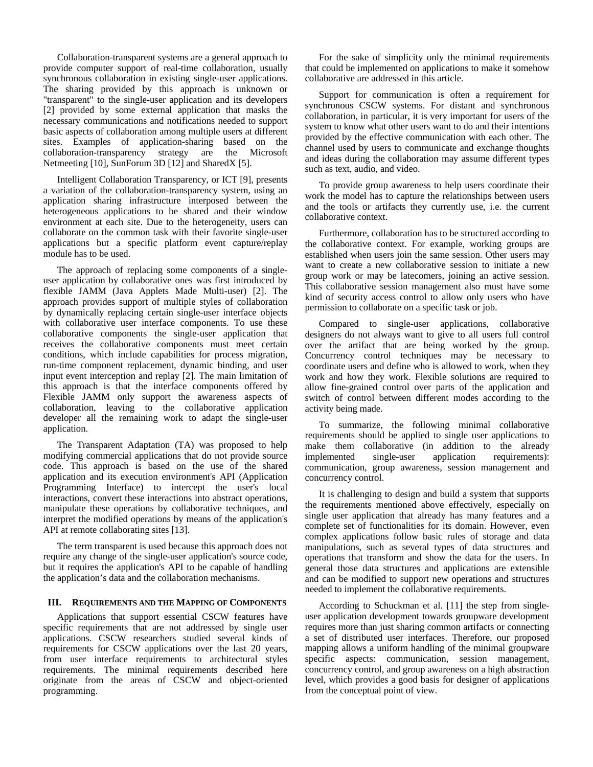Collaboration-transparent systems are a general approach to provide computer support of real-time collaboration, usually synchronous collaboration in existing single-user applications. The sharing provided by this approach is unknown or "transparent" to the single-user application and its developers [2] provided by some external application that masks the necessary communications and notifications needed to support basic aspects of collaboration among multiple users at different sites. Examples of application-sharing based on the collaboration-transparency strategy are the Microsoft Netmeeting [10], SunForum 3D [12] and SharedX [5].

Intelligent Collaboration Transparency, or ICT [9], presents a variation of the collaboration-transparency system, using an application sharing infrastructure interposed between the heterogeneous applications to be shared and their window environment at each site. Due to the heterogeneity, users can collaborate on the common task with their favorite single-user applications but a specific platform event capture/replay module has to be used.

The approach of replacing some components of a single-user application by collaborative ones was first introduced by flexible JAMM (Java Applets Made Multi-user) [2]. The approach provides support of multiple styles of collaboration by dynamically replacing certain single-user interface objects with collaborative user interface components. To use these collaborative components the single-user application that receives the collaborative components must meet certain conditions, which include capabilities for process migration, run-time component replacement, dynamic binding, and user input event interception and replay [2]. The main limitation of this approach is that the interface components offered by Flexible JAMM only support the awareness aspects of collaboration, leaving to the collaborative application developer all the remaining work to adapt the single-user application.

The Transparent Adaptation (TA) was proposed to help modifying commercial applications that do not provide source code. This approach is based on the use of the shared application and its execution environment's API (Application Programming Interface) to intercept the user's local interactions, convert these interactions into abstract operations, manipulate these operations by collaborative techniques, and interpret the modified operations by means of the application's API at remote collaborating sites [13].

The term transparent is used because this approach does not require any change of the single-user application's source code, but it requires the application's API to be capable of handling the application's data and the collaboration mechanisms.

## III. Requirements and the Mapping of Components

Applications that support essential CSCW features have specific requirements that are not addressed by single user applications. CSCW researchers studied several kinds of requirements for CSCW applications over the last 20 years, from user interface requirements to architectural styles requirements. The minimal requirements described here originate from the areas of CSCW and object-oriented programming.

For the sake of simplicity only the minimal requirements that could be implemented on applications to make it somehow collaborative are addressed in this article.

Support for communication is often a requirement for synchronous CSCW systems. For distant and synchronous collaboration, in particular, it is very important for users of the system to know what other users want to do and their intentions provided by the effective communication with each other. The channel used by users to communicate and exchange thoughts and ideas during the collaboration may assume different types such as text, audio, and video.

To provide group awareness to help users coordinate their work the model has to capture the relationships between users and the tools or artifacts they currently use, i.e. the current collaborative context.

Furthermore, collaboration has to be structured according to the collaborative context. For example, working groups are established when users join the same session. Other users may want to create a new collaborative session to initiate a new group work or may be latecomers, joining an active session. This collaborative session management also must have some kind of security access control to allow only users who have permission to collaborate on a specific task or job.

Compared to single-user applications, collaborative designers do not always want to give to all users full control over the artifact that are being worked by the group. Concurrency control techniques may be necessary to coordinate users and define who is allowed to work, when they work and how they work. Flexible solutions are required to allow fine-grained control over parts of the application and switch of control between different modes according to the activity being made.

To summarize, the following minimal collaborative requirements should be applied to single user applications to make them collaborative (in addition to the already implemented single-user application requirements): communication, group awareness, session management and concurrency control.

It is challenging to design and build a system that supports the requirements mentioned above effectively, especially on single user application that already has many features and a complete set of functionalities for its domain. However, even complex applications follow basic rules of storage and data manipulations, such as several types of data structures and operations that transform and show the data for the users. In general those data structures and applications are extensible and can be modified to support new operations and structures needed to implement the collaborative requirements.

According to Schuckman et al. [11] the step from single-user application development towards groupware development requires more than just sharing common artifacts or connecting a set of distributed user interfaces. Therefore, our proposed mapping allows a uniform handling of the minimal groupware specific aspects: communication, session management, concurrency control, and group awareness on a high abstraction level, which provides a good basis for designer of applications from the conceptual point of view.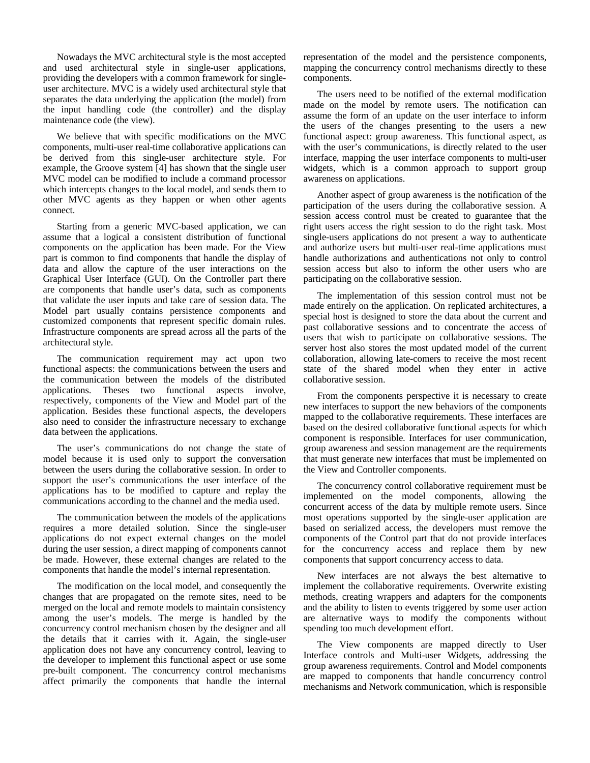Nowadays the MVC architectural style is the most accepted and used architectural style in single-user applications, providing the developers with a common framework for single-user architecture. MVC is a widely used architectural style that separates the data underlying the application (the model) from the input handling code (the controller) and the display maintenance code (the view).

We believe that with specific modifications on the MVC components, multi-user real-time collaborative applications can be derived from this single-user architecture style. For example, the Groove system [4] has shown that the single user MVC model can be modified to include a command processor which intercepts changes to the local model, and sends them to other MVC agents as they happen or when other agents connect.

Starting from a generic MVC-based application, we can assume that a logical consistent distribution of functional components on the application has been made. For the View part is common to find components that handle the display of data and allow the capture of the user interactions on the Graphical User Interface (GUI). On the Controller part there are components that handle user's data, such as components that validate the user inputs and take care of session data. The Model part usually contains persistence components and customized components that represent specific domain rules. Infrastructure components are spread across all the parts of the architectural style.

The communication requirement may act upon two functional aspects: the communications between the users and the communication between the models of the distributed applications. Theses two functional aspects involve, respectively, components of the View and Model part of the application. Besides these functional aspects, the developers also need to consider the infrastructure necessary to exchange data between the applications.

The user's communications do not change the state of model because it is used only to support the conversation between the users during the collaborative session. In order to support the user's communications the user interface of the applications has to be modified to capture and replay the communications according to the channel and the media used.

The communication between the models of the applications requires a more detailed solution. Since the single-user applications do not expect external changes on the model during the user session, a direct mapping of components cannot be made. However, these external changes are related to the components that handle the model's internal representation.

The modification on the local model, and consequently the changes that are propagated on the remote sites, need to be merged on the local and remote models to maintain consistency among the user's models. The merge is handled by the concurrency control mechanism chosen by the designer and all the details that it carries with it. Again, the single-user application does not have any concurrency control, leaving to the developer to implement this functional aspect or use some pre-built component. The concurrency control mechanisms affect primarily the components that handle the internal representation of the model and the persistence components, mapping the concurrency control mechanisms directly to these components.

The users need to be notified of the external modification made on the model by remote users. The notification can assume the form of an update on the user interface to inform the users of the changes presenting to the users a new functional aspect: group awareness. This functional aspect, as with the user's communications, is directly related to the user interface, mapping the user interface components to multi-user widgets, which is a common approach to support group awareness on applications.

Another aspect of group awareness is the notification of the participation of the users during the collaborative session. A session access control must be created to guarantee that the right users access the right session to do the right task. Most single-users applications do not present a way to authenticate and authorize users but multi-user real-time applications must handle authorizations and authentications not only to control session access but also to inform the other users who are participating on the collaborative session.

The implementation of this session control must not be made entirely on the application. On replicated architectures, a special host is designed to store the data about the current and past collaborative sessions and to concentrate the access of users that wish to participate on collaborative sessions. The server host also stores the most updated model of the current collaboration, allowing late-comers to receive the most recent state of the shared model when they enter in active collaborative session.

From the components perspective it is necessary to create new interfaces to support the new behaviors of the components mapped to the collaborative requirements. These interfaces are based on the desired collaborative functional aspects for which component is responsible. Interfaces for user communication, group awareness and session management are the requirements that must generate new interfaces that must be implemented on the View and Controller components.

The concurrency control collaborative requirement must be implemented on the model components, allowing the concurrent access of the data by multiple remote users. Since most operations supported by the single-user application are based on serialized access, the developers must remove the components of the Control part that do not provide interfaces for the concurrency access and replace them by new components that support concurrency access to data.

New interfaces are not always the best alternative to implement the collaborative requirements. Overwrite existing methods, creating wrappers and adapters for the components and the ability to listen to events triggered by some user action are alternative ways to modify the components without spending too much development effort.

The View components are mapped directly to User Interface controls and Multi-user Widgets, addressing the group awareness requirements. Control and Model components are mapped to components that handle concurrency control mechanisms and Network communication, which is responsible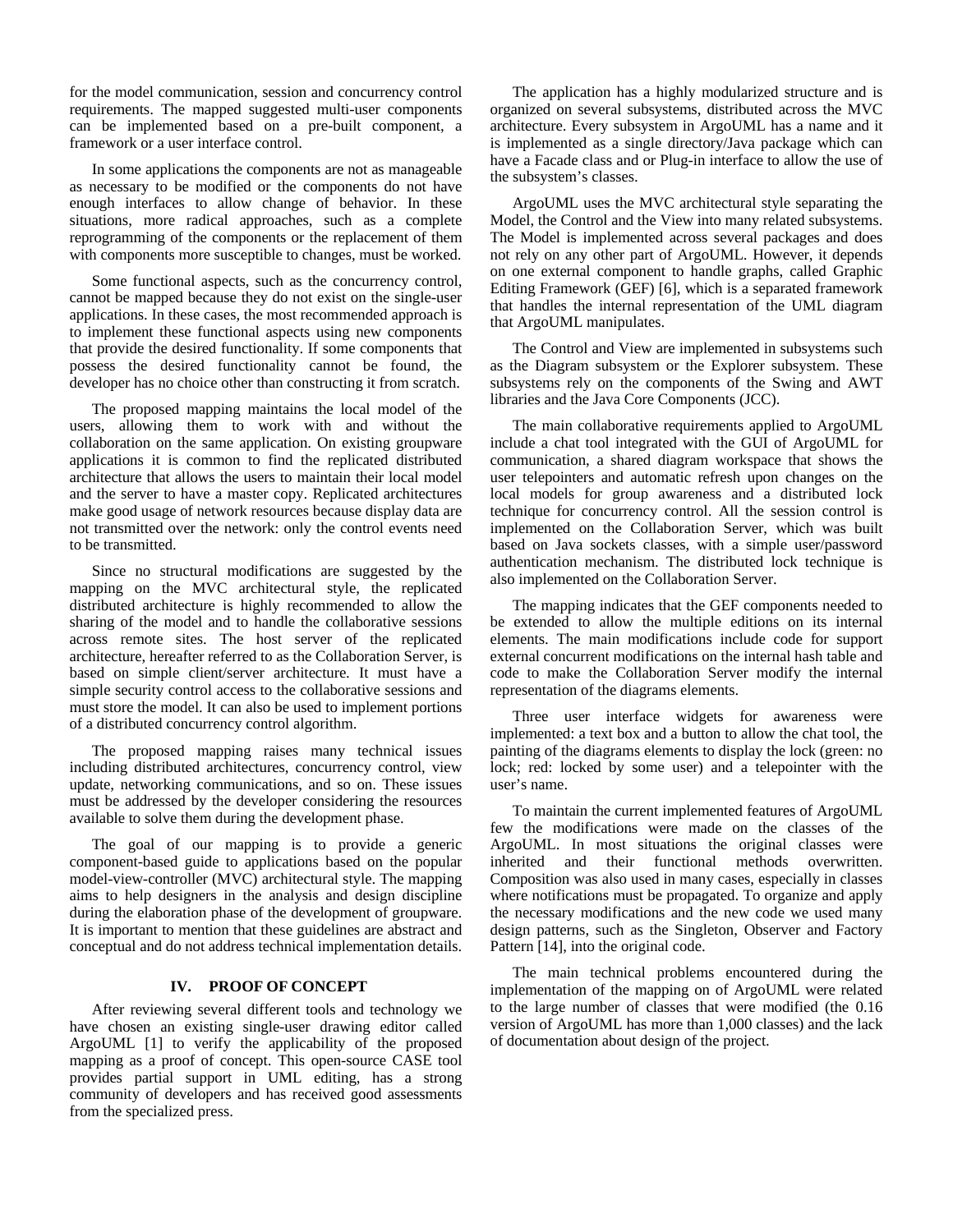for the model communication, session and concurrency control requirements. The mapped suggested multi-user components can be implemented based on a pre-built component, a framework or a user interface control.

In some applications the components are not as manageable as necessary to be modified or the components do not have enough interfaces to allow change of behavior. In these situations, more radical approaches, such as a complete reprogramming of the components or the replacement of them with components more susceptible to changes, must be worked.

Some functional aspects, such as the concurrency control, cannot be mapped because they do not exist on the single-user applications. In these cases, the most recommended approach is to implement these functional aspects using new components that provide the desired functionality. If some components that possess the desired functionality cannot be found, the developer has no choice other than constructing it from scratch.

The proposed mapping maintains the local model of the users, allowing them to work with and without the collaboration on the same application. On existing groupware applications it is common to find the replicated distributed architecture that allows the users to maintain their local model and the server to have a master copy. Replicated architectures make good usage of network resources because display data are not transmitted over the network: only the control events need to be transmitted.

Since no structural modifications are suggested by the mapping on the MVC architectural style, the replicated distributed architecture is highly recommended to allow the sharing of the model and to handle the collaborative sessions across remote sites. The host server of the replicated architecture, hereafter referred to as the Collaboration Server, is based on simple client/server architecture. It must have a simple security control access to the collaborative sessions and must store the model. It can also be used to implement portions of a distributed concurrency control algorithm.

The proposed mapping raises many technical issues including distributed architectures, concurrency control, view update, networking communications, and so on. These issues must be addressed by the developer considering the resources available to solve them during the development phase.

The goal of our mapping is to provide a generic component-based guide to applications based on the popular model-view-controller (MVC) architectural style. The mapping aims to help designers in the analysis and design discipline during the elaboration phase of the development of groupware. It is important to mention that these guidelines are abstract and conceptual and do not address technical implementation details.

## IV. PROOF OF CONCEPT

After reviewing several different tools and technology we have chosen an existing single-user drawing editor called ArgoUML [1] to verify the applicability of the proposed mapping as a proof of concept. This open-source CASE tool provides partial support in UML editing, has a strong community of developers and has received good assessments from the specialized press.

The application has a highly modularized structure and is organized on several subsystems, distributed across the MVC architecture. Every subsystem in ArgoUML has a name and it is implemented as a single directory/Java package which can have a Facade class and or Plug-in interface to allow the use of the subsystem's classes.

ArgoUML uses the MVC architectural style separating the Model, the Control and the View into many related subsystems. The Model is implemented across several packages and does not rely on any other part of ArgoUML. However, it depends on one external component to handle graphs, called Graphic Editing Framework (GEF) [6], which is a separated framework that handles the internal representation of the UML diagram that ArgoUML manipulates.

The Control and View are implemented in subsystems such as the Diagram subsystem or the Explorer subsystem. These subsystems rely on the components of the Swing and AWT libraries and the Java Core Components (JCC).

The main collaborative requirements applied to ArgoUML include a chat tool integrated with the GUI of ArgoUML for communication, a shared diagram workspace that shows the user telepointers and automatic refresh upon changes on the local models for group awareness and a distributed lock technique for concurrency control. All the session control is implemented on the Collaboration Server, which was built based on Java sockets classes, with a simple user/password authentication mechanism. The distributed lock technique is also implemented on the Collaboration Server.

The mapping indicates that the GEF components needed to be extended to allow the multiple editions on its internal elements. The main modifications include code for support external concurrent modifications on the internal hash table and code to make the Collaboration Server modify the internal representation of the diagrams elements.

Three user interface widgets for awareness were implemented: a text box and a button to allow the chat tool, the painting of the diagrams elements to display the lock (green: no lock; red: locked by some user) and a telepointer with the user's name.

To maintain the current implemented features of ArgoUML few the modifications were made on the classes of the ArgoUML. In most situations the original classes were inherited and their functional methods overwritten. Composition was also used in many cases, especially in classes where notifications must be propagated. To organize and apply the necessary modifications and the new code we used many design patterns, such as the Singleton, Observer and Factory Pattern [14], into the original code.

The main technical problems encountered during the implementation of the mapping on of ArgoUML were related to the large number of classes that were modified (the 0.16 version of ArgoUML has more than 1,000 classes) and the lack of documentation about design of the project.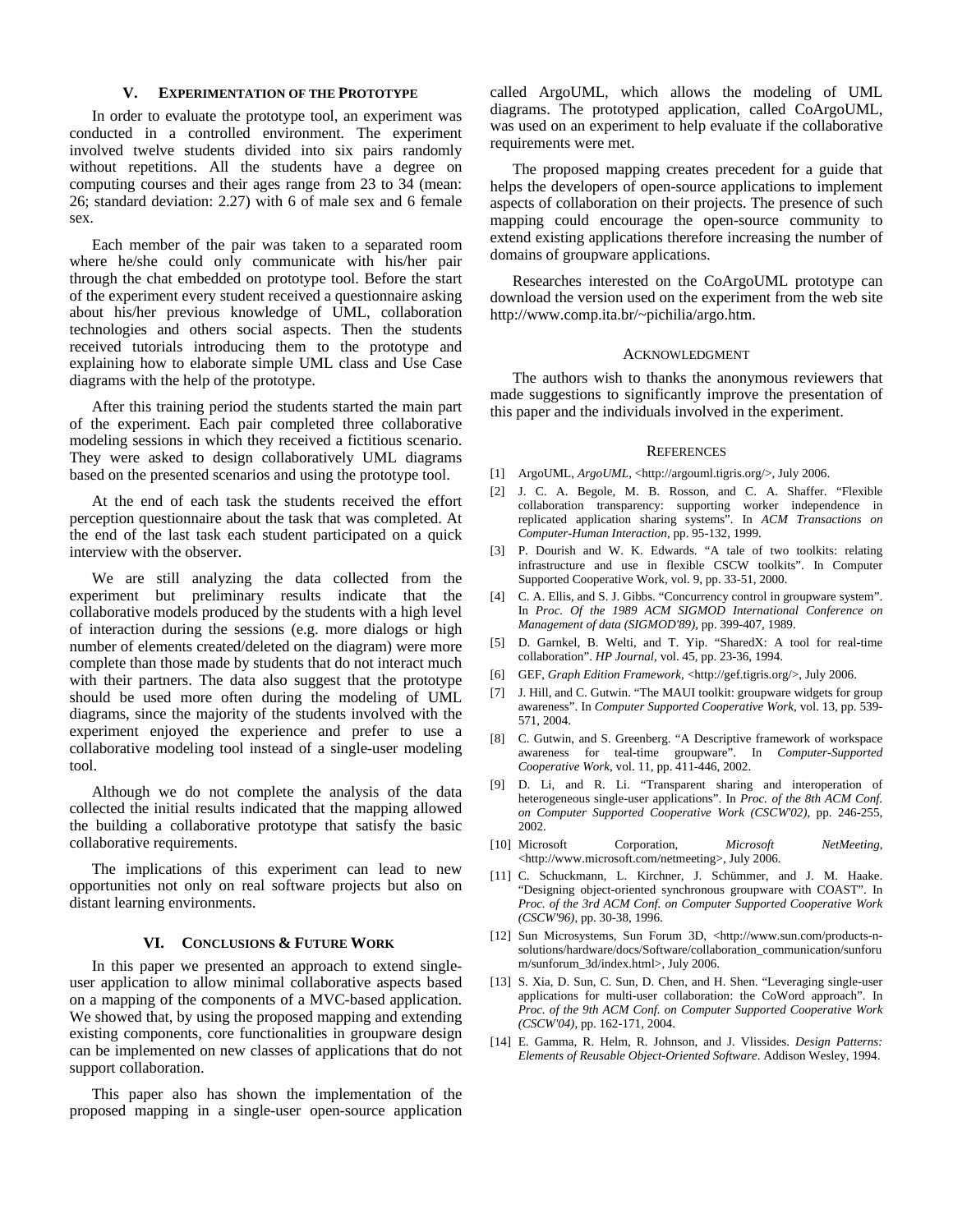## V. Experimentation of the Prototype

In order to evaluate the prototype tool, an experiment was conducted in a controlled environment. The experiment involved twelve students divided into six pairs randomly without repetitions. All the students have a degree on computing courses and their ages range from 23 to 34 (mean: 26; standard deviation: 2.27) with 6 of male sex and 6 female sex.

Each member of the pair was taken to a separated room where he/she could only communicate with his/her pair through the chat embedded on prototype tool. Before the start of the experiment every student received a questionnaire asking about his/her previous knowledge of UML, collaboration technologies and others social aspects. Then the students received tutorials introducing them to the prototype and explaining how to elaborate simple UML class and Use Case diagrams with the help of the prototype.

After this training period the students started the main part of the experiment. Each pair completed three collaborative modeling sessions in which they received a fictitious scenario. They were asked to design collaboratively UML diagrams based on the presented scenarios and using the prototype tool.

At the end of each task the students received the effort perception questionnaire about the task that was completed. At the end of the last task each student participated on a quick interview with the observer.

We are still analyzing the data collected from the experiment but preliminary results indicate that the collaborative models produced by the students with a high level of interaction during the sessions (e.g. more dialogs or high number of elements created/deleted on the diagram) were more complete than those made by students that do not interact much with their partners. The data also suggest that the prototype should be used more often during the modeling of UML diagrams, since the majority of the students involved with the experiment enjoyed the experience and prefer to use a collaborative modeling tool instead of a single-user modeling tool.

Although we do not complete the analysis of the data collected the initial results indicated that the mapping allowed the building a collaborative prototype that satisfy the basic collaborative requirements.

The implications of this experiment can lead to new opportunities not only on real software projects but also on distant learning environments.

## VI. Conclusions & Future Work

In this paper we presented an approach to extend single-user application to allow minimal collaborative aspects based on a mapping of the components of a MVC-based application. We showed that, by using the proposed mapping and extending existing components, core functionalities in groupware design can be implemented on new classes of applications that do not support collaboration.

This paper also has shown the implementation of the proposed mapping in a single-user open-source application called ArgoUML, which allows the modeling of UML diagrams. The prototyped application, called CoArgoUML, was used on an experiment to help evaluate if the collaborative requirements were met.

The proposed mapping creates precedent for a guide that helps the developers of open-source applications to implement aspects of collaboration on their projects. The presence of such mapping could encourage the open-source community to extend existing applications therefore increasing the number of domains of groupware applications.

Researches interested on the CoArgoUML prototype can download the version used on the experiment from the web site http://www.comp.ita.br/~pichilia/argo.htm.

## Acknowledgment

The authors wish to thanks the anonymous reviewers that made suggestions to significantly improve the presentation of this paper and the individuals involved in the experiment.

## References

[1] ArgoUML, *ArgoUML*, <http://argouml.tigris.org/>, July 2006.

[2] J. C. A. Begole, M. B. Rosson, and C. A. Shaffer. "Flexible collaboration transparency: supporting worker independence in replicated application sharing systems". In *ACM Transactions on Computer-Human Interaction*, pp. 95-132, 1999.

[3] P. Dourish and W. K. Edwards. "A tale of two toolkits: relating infrastructure and use in flexible CSCW toolkits". In Computer Supported Cooperative Work, vol. 9, pp. 33-51, 2000.

[4] C. A. Ellis, and S. J. Gibbs. "Concurrency control in groupware system". In *Proc. Of the 1989 ACM SIGMOD International Conference on Management of data (SIGMOD'89)*, pp. 399-407, 1989.

[5] D. Garnkel, B. Welti, and T. Yip. "SharedX: A tool for real-time collaboration". *HP Journal*, vol. 45, pp. 23-36, 1994.

[6] GEF, *Graph Edition Framework*, <http://gef.tigris.org/>, July 2006.

[7] J. Hill, and C. Gutwin. "The MAUI toolkit: groupware widgets for group awareness". In *Computer Supported Cooperative Work*, vol. 13, pp. 539-571, 2004.

[8] C. Gutwin, and S. Greenberg. "A Descriptive framework of workspace awareness for teal-time groupware". In *Computer-Supported Cooperative Work*, vol. 11, pp. 411-446, 2002.

[9] D. Li, and R. Li. "Transparent sharing and interoperation of heterogeneous single-user applications". In *Proc. of the 8th ACM Conf. on Computer Supported Cooperative Work (CSCW'02)*, pp. 246-255, 2002.

[10] Microsoft Corporation, *Microsoft NetMeeting*, <http://www.microsoft.com/netmeeting>, July 2006.

[11] C. Schuckmann, L. Kirchner, J. Schümmer, and J. M. Haake. "Designing object-oriented synchronous groupware with COAST". In *Proc. of the 3rd ACM Conf. on Computer Supported Cooperative Work (CSCW'96)*, pp. 30-38, 1996.

[12] Sun Microsystems, Sun Forum 3D, <http://www.sun.com/products-n-solutions/hardware/docs/Software/collaboration_communication/sunforum/sunforum_3d/index.html>, July 2006.

[13] S. Xia, D. Sun, C. Sun, D. Chen, and H. Shen. "Leveraging single-user applications for multi-user collaboration: the CoWord approach". In *Proc. of the 9th ACM Conf. on Computer Supported Cooperative Work (CSCW'04)*, pp. 162-171, 2004.

[14] E. Gamma, R. Helm, R. Johnson, and J. Vlissides. *Design Patterns: Elements of Reusable Object-Oriented Software*. Addison Wesley, 1994.